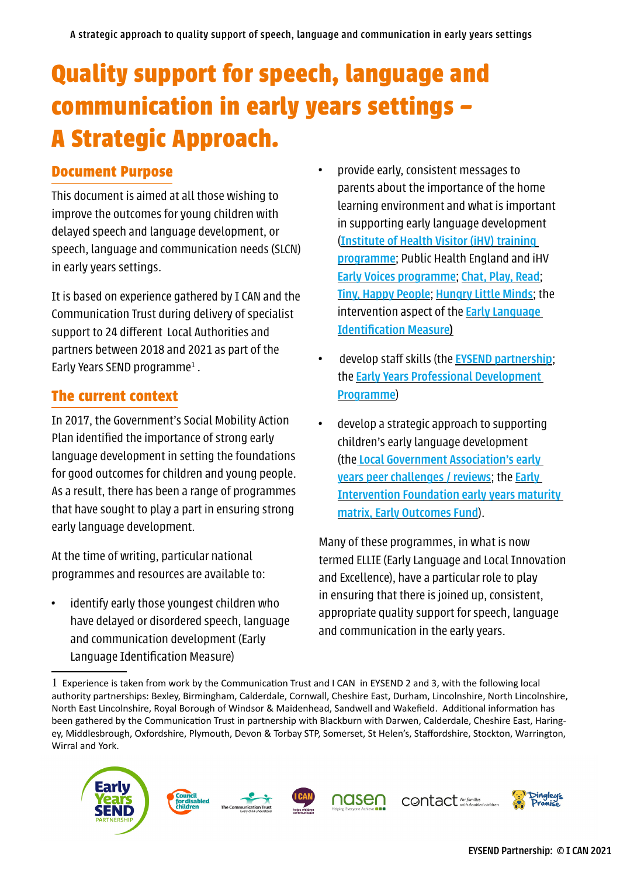# Quality support for speech, language and communication in early years settings – A Strategic Approach.

## Document Purpose

This document is aimed at all those wishing to improve the outcomes for young children with delayed speech and language development, or speech, language and communication needs (SLCN) in early years settings.

It is based on experience gathered by I CAN and the Communication Trust during delivery of specialist support to 24 different Local Authorities and partners between 2018 and 2021 as part of the Early Years SEND programme[1].

## The current context

In 2017, the Government's Social Mobility Action Plan identified the importance of strong early language development in setting the foundations for good outcomes for children and young people. As a result, there has been a range of programmes that have sought to play a part in ensuring strong early language development.

At the time of writing, particular national programmes and resources are available to:

- identify early those youngest children who have delayed or disordered speech, language and communication development (Early Language Identification Measure)
- provide early, consistent messages to parents about the importance of the home learning environment and what is important in supporting early language development (Institute of Health Visitor (iHV) training programme; Public Health England and iHV Early Voices programme; Chat, Play, Read; Tiny, Happy People; Hungry Little Minds; the intervention aspect of the Early Language Identification Measure)
- develop staff skills (the EYSEND partnership; the Early Years Professional Development Programme)
- develop a strategic approach to supporting children's early language development (the Local Government Association's early years peer challenges / reviews; the Early Intervention Foundation early years maturity matrix, Early Outcomes Fund).

Many of these programmes, in what is now termed ELLIE (Early Language and Local Innovation and Excellence), have a particular role to play in ensuring that there is joined up, consistent, appropriate quality support for speech, language and communication in the early years.

---

1 Experience is taken from work by the Communication Trust and I CAN in EYSEND 2 and 3, with the following local authority partnerships: Bexley, Birmingham, Calderdale, Cornwall, Cheshire East, Durham, Lincolnshire, North Lincolnshire, North East Lincolnshire, Royal Borough of Windsor & Maidenhead, Sandwell and Wakefield. Additional information has been gathered by the Communication Trust in partnership with Blackburn with Darwen, Calderdale, Cheshire East, Haringey, Middlesbrough, Oxfordshire, Plymouth, Devon & Torbay STP, Somerset, St Helen's, Staffordshire, Stockton, Warrington, Wirral and York.

EYSEND Partnership: © I CAN 2021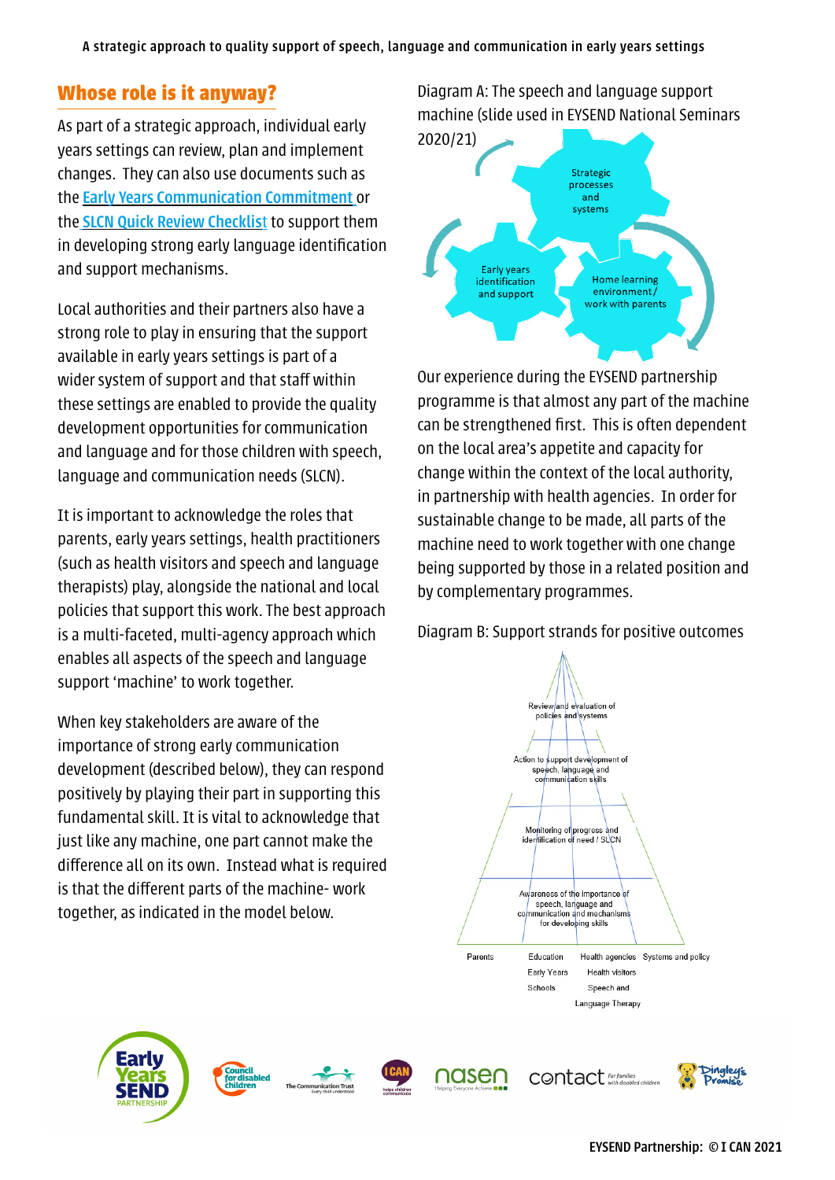## Whose role is it anyway?

As part of a strategic approach, individual early years settings can review, plan and implement changes. They can also use documents such as the Early Years Communication Commitment or the SLCN Quick Review Checklist to support them in developing strong early language identification and support mechanisms.

Local authorities and their partners also have a strong role to play in ensuring that the support available in early years settings is part of a wider system of support and that staff within these settings are enabled to provide the quality development opportunities for communication and language and for those children with speech, language and communication needs (SLCN).

It is important to acknowledge the roles that parents, early years settings, health practitioners (such as health visitors and speech and language therapists) play, alongside the national and local policies that support this work. The best approach is a multi-faceted, multi-agency approach which enables all aspects of the speech and language support 'machine' to work together.

When key stakeholders are aware of the importance of strong early communication development (described below), they can respond positively by playing their part in supporting this fundamental skill. It is vital to acknowledge that just like any machine, one part cannot make the difference all on its own. Instead what is required is that the different parts of the machine- work together, as indicated in the model below.

Diagram A: The speech and language support machine (slide used in EYSEND National Seminars 2020/21)

Strategic processes and systems

Early years identification and support

Home learning environment/ work with parents

Our experience during the EYSEND partnership programme is that almost any part of the machine can be strengthened first. This is often dependent on the local area's appetite and capacity for change within the context of the local authority, in partnership with health agencies. In order for sustainable change to be made, all parts of the machine need to work together with one change being supported by those in a related position and by complementary programmes.

Diagram B: Support strands for positive outcomes

Review and evaluation of policies and systems

Action to support development of speech, language and communication skills

Monitoring of progress and identification of need / SLCN

Awareness of the importance of speech, language and communication and mechanisms for developing skills

Parents | Education: Early Years, Schools | Health agencies: Health visitors, Speech and Language Therapy | Systems and policy

EYSEND Partnership: © I CAN 2021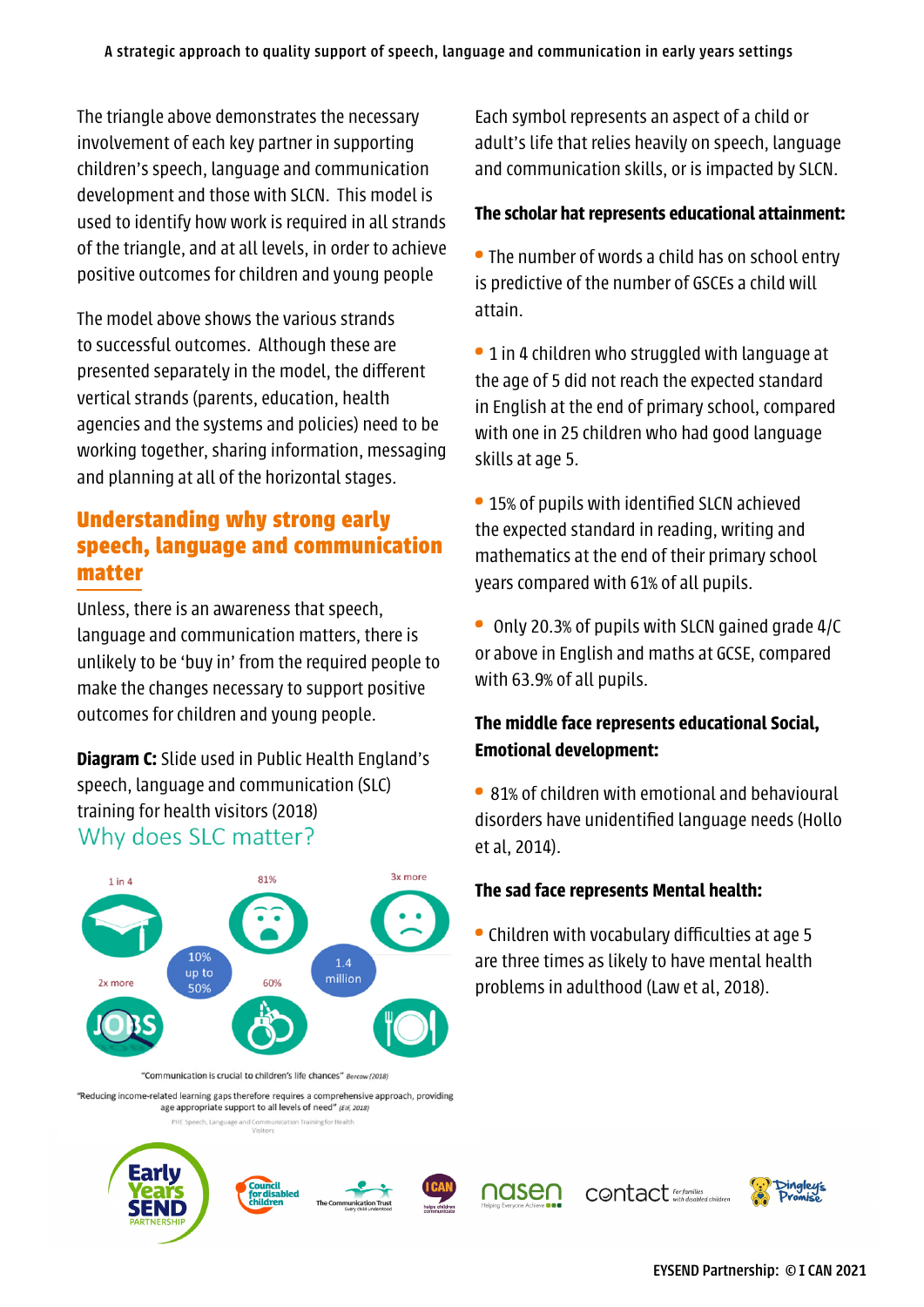The triangle above demonstrates the necessary involvement of each key partner in supporting children's speech, language and communication development and those with SLCN. This model is used to identify how work is required in all strands of the triangle, and at all levels, in order to achieve positive outcomes for children and young people

The model above shows the various strands to successful outcomes. Although these are presented separately in the model, the different vertical strands (parents, education, health agencies and the systems and policies) need to be working together, sharing information, messaging and planning at all of the horizontal stages.

## Understanding why strong early speech, language and communication matter

Unless, there is an awareness that speech, language and communication matters, there is unlikely to be 'buy in' from the required people to make the changes necessary to support positive outcomes for children and young people.

**Diagram C:** Slide used in Public Health England's speech, language and communication (SLC) training for health visitors (2018)

Why does SLC matter?

1 in 4 | 81% | 3x more | 10% up to 50% | 1.4 million | 2x more | 60%

"Communication is crucial to children's life chances" *Bercow (2018)*

"Reducing income-related learning gaps therefore requires a comprehensive approach, providing age appropriate support to all levels of need" *(EIF, 2018)*

PHE Speech, Language and Communication Training for Health Visitors

Each symbol represents an aspect of a child or adult's life that relies heavily on speech, language and communication skills, or is impacted by SLCN.

**The scholar hat represents educational attainment:**

- The number of words a child has on school entry is predictive of the number of GSCEs a child will attain.
- 1 in 4 children who struggled with language at the age of 5 did not reach the expected standard in English at the end of primary school, compared with one in 25 children who had good language skills at age 5.
- 15% of pupils with identified SLCN achieved the expected standard in reading, writing and mathematics at the end of their primary school years compared with 61% of all pupils.
- Only 20.3% of pupils with SLCN gained grade 4/C or above in English and maths at GCSE, compared with 63.9% of all pupils.

**The middle face represents educational Social, Emotional development:**

- 81% of children with emotional and behavioural disorders have unidentified language needs (Hollo et al, 2014).

**The sad face represents Mental health:**

- Children with vocabulary difficulties at age 5 are three times as likely to have mental health problems in adulthood (Law et al, 2018).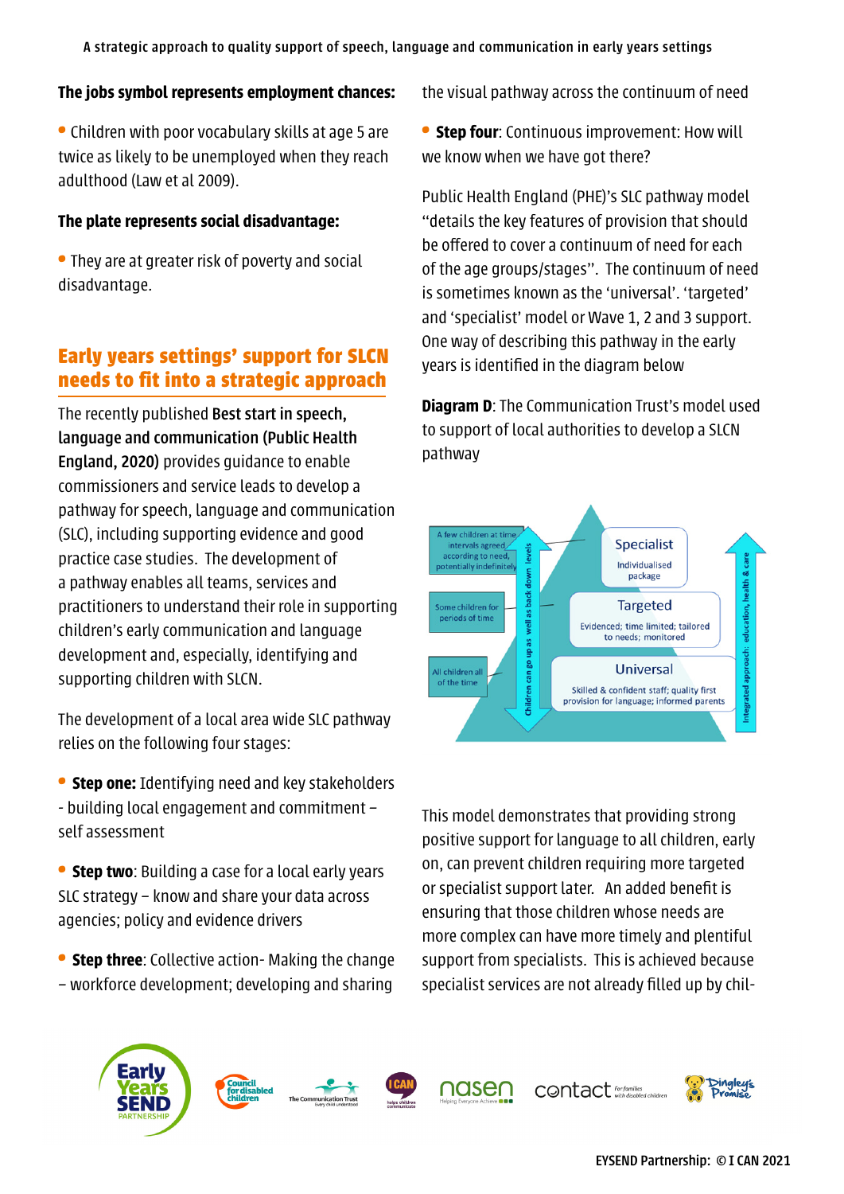**The jobs symbol represents employment chances:**

- Children with poor vocabulary skills at age 5 are twice as likely to be unemployed when they reach adulthood (Law et al 2009).

**The plate represents social disadvantage:**

- They are at greater risk of poverty and social disadvantage.

## Early years settings' support for SLCN needs to fit into a strategic approach

The recently published **Best start in speech, language and communication (Public Health England, 2020)** provides guidance to enable commissioners and service leads to develop a pathway for speech, language and communication (SLC), including supporting evidence and good practice case studies. The development of a pathway enables all teams, services and practitioners to understand their role in supporting children's early communication and language development and, especially, identifying and supporting children with SLCN.

The development of a local area wide SLC pathway relies on the following four stages:

- **Step one:** Identifying need and key stakeholders - building local engagement and commitment – self assessment
- **Step two**: Building a case for a local early years SLC strategy – know and share your data across agencies; policy and evidence drivers
- **Step three**: Collective action- Making the change – workforce development; developing and sharing the visual pathway across the continuum of need
- **Step four**: Continuous improvement: How will we know when we have got there?

Public Health England (PHE)'s SLC pathway model "details the key features of provision that should be offered to cover a continuum of need for each of the age groups/stages". The continuum of need is sometimes known as the 'universal'. 'targeted' and 'specialist' model or Wave 1, 2 and 3 support. One way of describing this pathway in the early years is identified in the diagram below

**Diagram D**: The Communication Trust's model used to support of local authorities to develop a SLCN pathway

A few children at time intervals agreed according to need, potentially indefinitely

Some children for periods of time

All children all of the time

Children can go up as well as back down levels

Specialist
Individualised package

Targeted
Evidenced; time limited; tailored to needs; monitored

Universal
Skilled & confident staff; quality first provision for language; informed parents

Integrated approach: education, health & care

This model demonstrates that providing strong positive support for language to all children, early on, can prevent children requiring more targeted or specialist support later. An added benefit is ensuring that those children whose needs are more complex can have more timely and plentiful support from specialists. This is achieved because specialist services are not already filled up by chil-

EYSEND Partnership: © I CAN 2021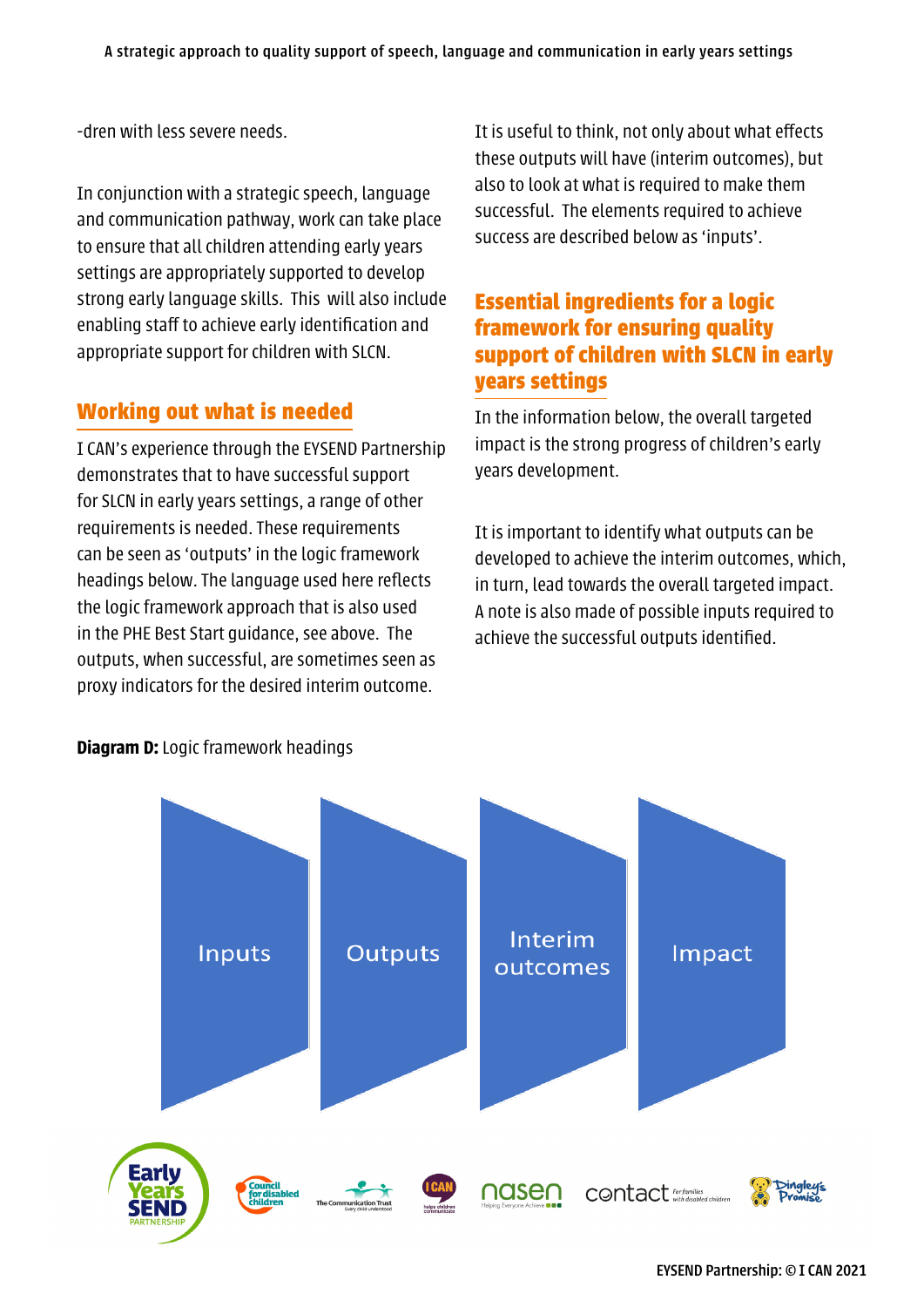-dren with less severe needs.

In conjunction with a strategic speech, language and communication pathway, work can take place to ensure that all children attending early years settings are appropriately supported to develop strong early language skills. This will also include enabling staff to achieve early identification and appropriate support for children with SLCN.

## Working out what is needed

I CAN's experience through the EYSEND Partnership demonstrates that to have successful support for SLCN in early years settings, a range of other requirements is needed. These requirements can be seen as 'outputs' in the logic framework headings below. The language used here reflects the logic framework approach that is also used in the PHE Best Start guidance, see above. The outputs, when successful, are sometimes seen as proxy indicators for the desired interim outcome.

It is useful to think, not only about what effects these outputs will have (interim outcomes), but also to look at what is required to make them successful. The elements required to achieve success are described below as 'inputs'.

## Essential ingredients for a logic framework for ensuring quality support of children with SLCN in early years settings

In the information below, the overall targeted impact is the strong progress of children's early years development.

It is important to identify what outputs can be developed to achieve the interim outcomes, which, in turn, lead towards the overall targeted impact. A note is also made of possible inputs required to achieve the successful outputs identified.

**Diagram D:** Logic framework headings

Inputs → Outputs → Interim outcomes → Impact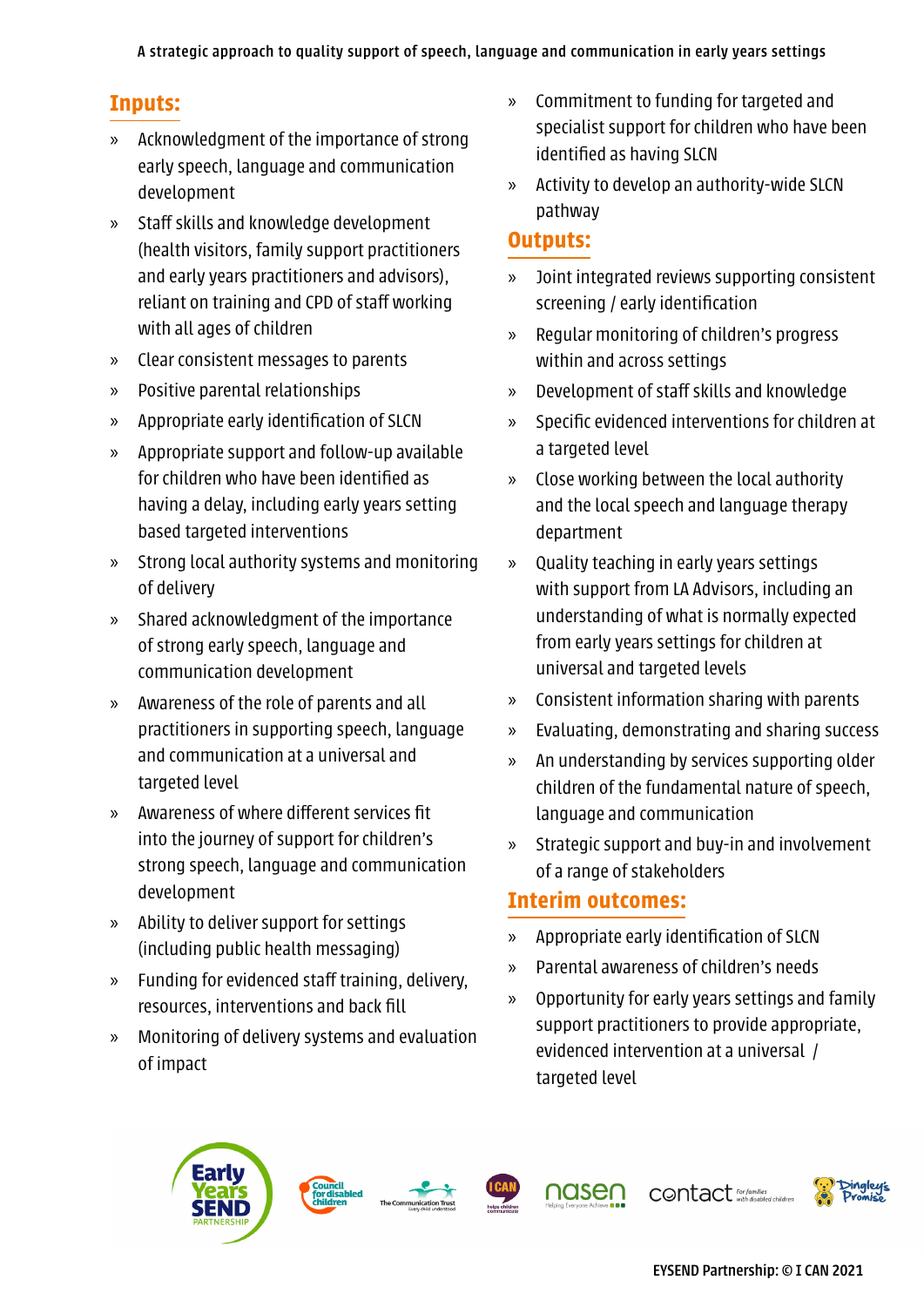## Inputs:

- Acknowledgment of the importance of strong early speech, language and communication development
- Staff skills and knowledge development (health visitors, family support practitioners and early years practitioners and advisors), reliant on training and CPD of staff working with all ages of children
- Clear consistent messages to parents
- Positive parental relationships
- Appropriate early identification of SLCN
- Appropriate support and follow-up available for children who have been identified as having a delay, including early years setting based targeted interventions
- Strong local authority systems and monitoring of delivery
- Shared acknowledgment of the importance of strong early speech, language and communication development
- Awareness of the role of parents and all practitioners in supporting speech, language and communication at a universal and targeted level
- Awareness of where different services fit into the journey of support for children's strong speech, language and communication development
- Ability to deliver support for settings (including public health messaging)
- Funding for evidenced staff training, delivery, resources, interventions and back fill
- Monitoring of delivery systems and evaluation of impact
- Commitment to funding for targeted and specialist support for children who have been identified as having SLCN
- Activity to develop an authority-wide SLCN pathway

## Outputs:

- Joint integrated reviews supporting consistent screening / early identification
- Regular monitoring of children's progress within and across settings
- Development of staff skills and knowledge
- Specific evidenced interventions for children at a targeted level
- Close working between the local authority and the local speech and language therapy department
- Quality teaching in early years settings with support from LA Advisors, including an understanding of what is normally expected from early years settings for children at universal and targeted levels
- Consistent information sharing with parents
- Evaluating, demonstrating and sharing success
- An understanding by services supporting older children of the fundamental nature of speech, language and communication
- Strategic support and buy-in and involvement of a range of stakeholders

## Interim outcomes:

- Appropriate early identification of SLCN
- Parental awareness of children's needs
- Opportunity for early years settings and family support practitioners to provide appropriate, evidenced intervention at a universal / targeted level

EYSEND Partnership: © I CAN 2021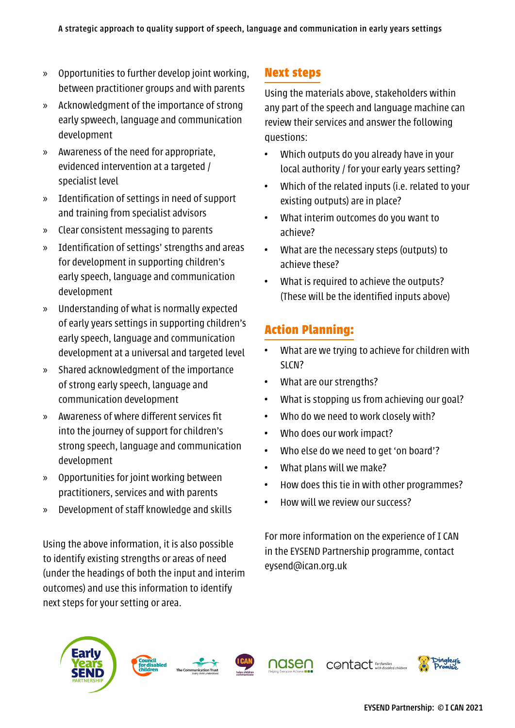- Opportunities to further develop joint working, between practitioner groups and with parents
- Acknowledgment of the importance of strong early spweech, language and communication development
- Awareness of the need for appropriate, evidenced intervention at a targeted / specialist level
- Identification of settings in need of support and training from specialist advisors
- Clear consistent messaging to parents
- Identification of settings' strengths and areas for development in supporting children's early speech, language and communication development
- Understanding of what is normally expected of early years settings in supporting children's early speech, language and communication development at a universal and targeted level
- Shared acknowledgment of the importance of strong early speech, language and communication development
- Awareness of where different services fit into the journey of support for children's strong speech, language and communication development
- Opportunities for joint working between practitioners, services and with parents
- Development of staff knowledge and skills

Using the above information, it is also possible to identify existing strengths or areas of need (under the headings of both the input and interim outcomes) and use this information to identify next steps for your setting or area.

## Next steps

Using the materials above, stakeholders within any part of the speech and language machine can review their services and answer the following questions:

- Which outputs do you already have in your local authority / for your early years setting?
- Which of the related inputs (i.e. related to your existing outputs) are in place?
- What interim outcomes do you want to achieve?
- What are the necessary steps (outputs) to achieve these?
- What is required to achieve the outputs? (These will be the identified inputs above)

## Action Planning:

- What are we trying to achieve for children with SLCN?
- What are our strengths?
- What is stopping us from achieving our goal?
- Who do we need to work closely with?
- Who does our work impact?
- Who else do we need to get 'on board'?
- What plans will we make?
- How does this tie in with other programmes?
- How will we review our success?

For more information on the experience of I CAN in the EYSEND Partnership programme, contact eysend@ican.org.uk

EYSEND Partnership: © I CAN 2021